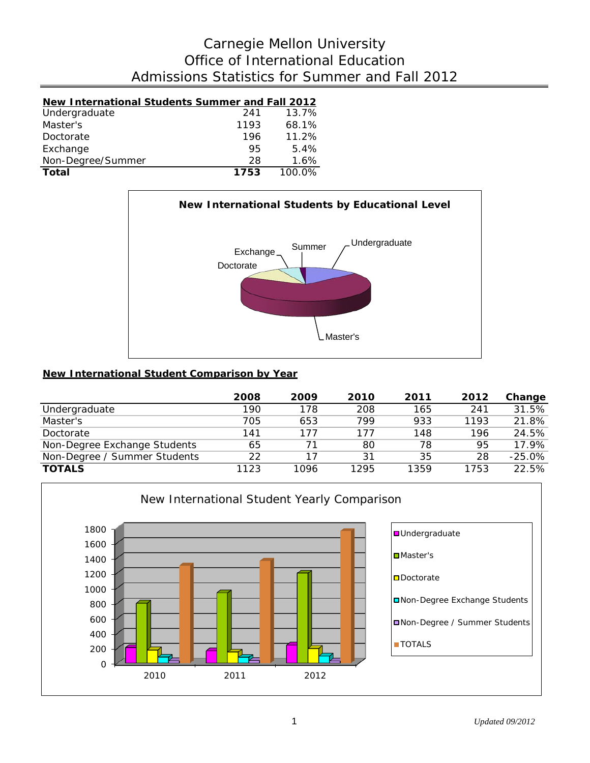# Carnegie Mellon University
# Office of International Education
# Admissions Statistics for Summer and Fall 2012

**New International Students Summer and Fall 2012**

| | | |
|---|---|---|
| Undergraduate | 241 | 13.7% |
| Master's | 1193 | 68.1% |
| Doctorate | 196 | 11.2% |
| Exchange | 95 | 5.4% |
| Non-Degree/Summer | 28 | 1.6% |
| **Total** | **1753** | 100.0% |

**New International Students by Educational Level**

Undergraduate, Master's, Doctorate, Exchange, Summer

**New International Student Comparison by Year**

| | 2008 | 2009 | 2010 | 2011 | 2012 | Change |
|---|---|---|---|---|---|---|
| Undergraduate | 190 | 178 | 208 | 165 | 241 | 31.5% |
| Master's | 705 | 653 | 799 | 933 | 1193 | 21.8% |
| Doctorate | 141 | 177 | 177 | 148 | 196 | 24.5% |
| Non-Degree Exchange Students | 65 | 71 | 80 | 78 | 95 | 17.9% |
| Non-Degree / Summer Students | 22 | 17 | 31 | 35 | 28 | -25.0% |
| **TOTALS** | 1123 | 1096 | 1295 | 1359 | 1753 | 22.5% |

New International Student Yearly Comparison

*Updated 09/2012*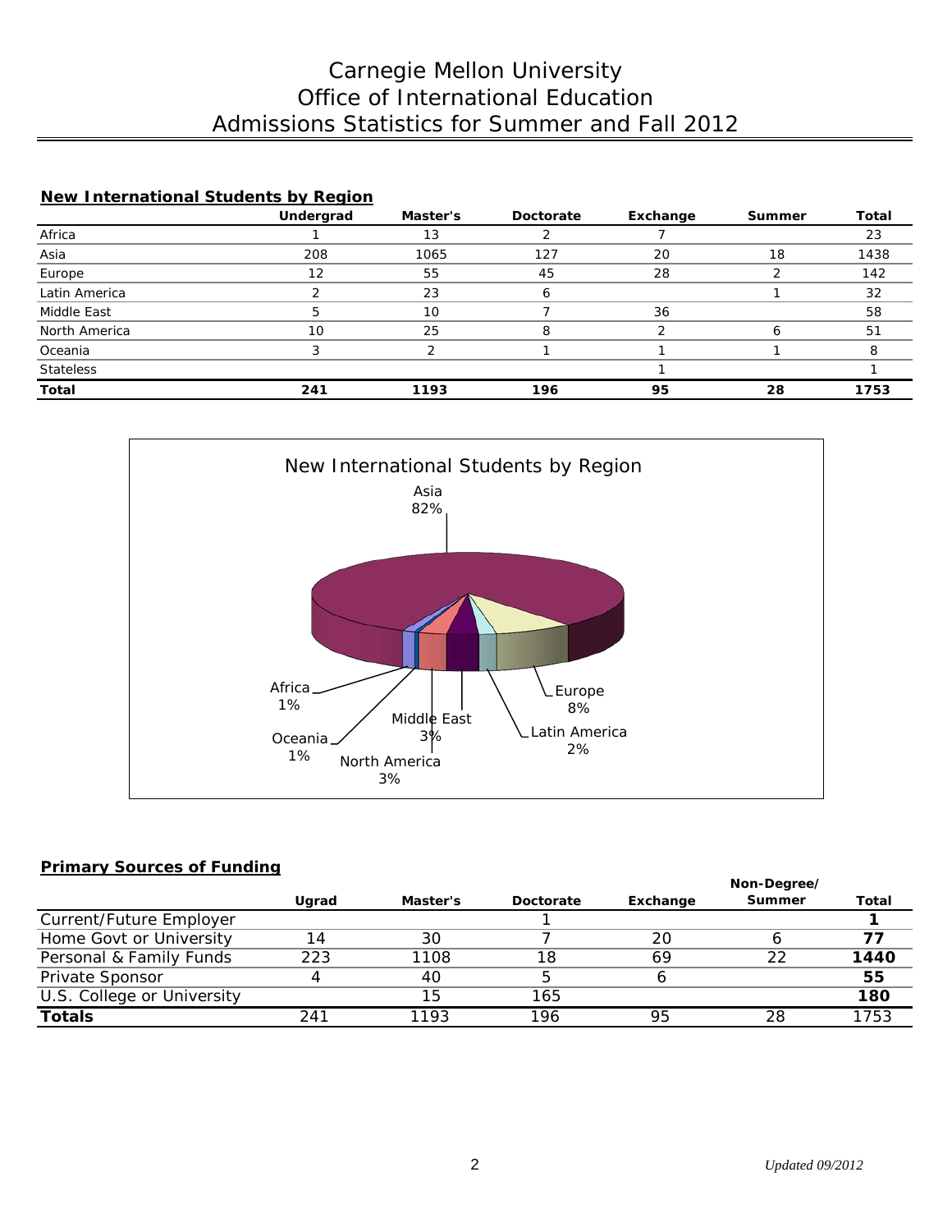# Carnegie Mellon University
# Office of International Education
# Admissions Statistics for Summer and Fall 2012

## New International Students by Region

| | Undergrad | Master's | Doctorate | Exchange | Summer | Total |
|---|---|---|---|---|---|---|
| Africa | 1 | 13 | 2 | 7 | | 23 |
| Asia | 208 | 1065 | 127 | 20 | 18 | 1438 |
| Europe | 12 | 55 | 45 | 28 | 2 | 142 |
| Latin America | 2 | 23 | 6 | | 1 | 32 |
| Middle East | 5 | 10 | 7 | 36 | | 58 |
| North America | 10 | 25 | 8 | 2 | 6 | 51 |
| Oceania | 3 | 2 | 1 | 1 | 1 | 8 |
| Stateless | | | | 1 | | 1 |
| **Total** | **241** | **1193** | **196** | **95** | **28** | **1753** |

New International Students by Region

Asia 82%, Europe 8%, Latin America 2%, Middle East 3%, North America 3%, Oceania 1%, Africa 1%

## Primary Sources of Funding

| | Ugrad | Master's | Doctorate | Exchange | Non-Degree/ Summer | Total |
|---|---|---|---|---|---|---|
| Current/Future Employer | | | 1 | | | **1** |
| Home Govt or University | 14 | 30 | 7 | 20 | 6 | **77** |
| Personal & Family Funds | 223 | 1108 | 18 | 69 | 22 | **1440** |
| Private Sponsor | 4 | 40 | 5 | 6 | | **55** |
| U.S. College or University | | 15 | 165 | | | **180** |
| **Totals** | 241 | 1193 | 196 | 95 | 28 | 1753 |

*Updated 09/2012*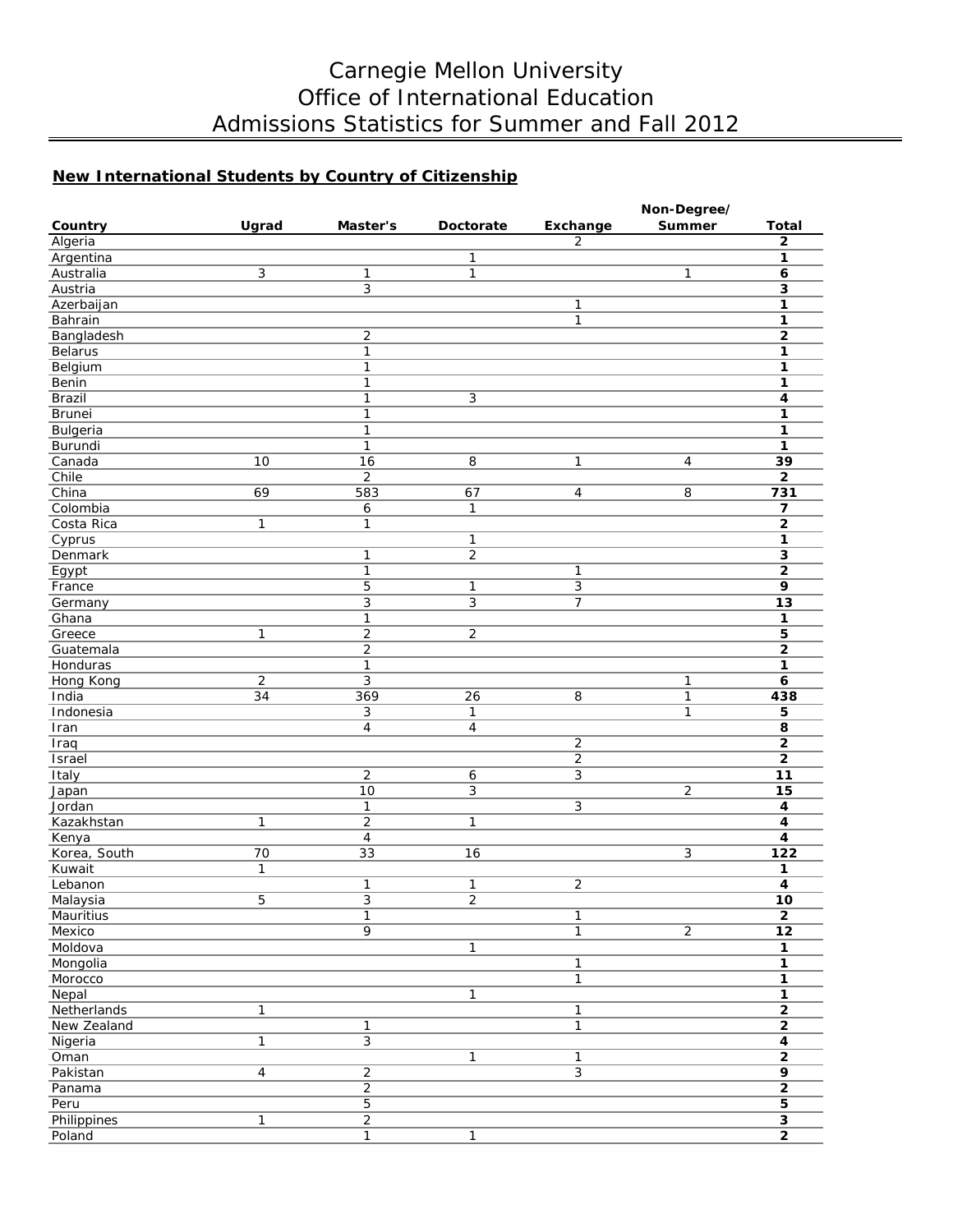# Carnegie Mellon University
# Office of International Education
# Admissions Statistics for Summer and Fall 2012

## New International Students by Country of Citizenship

| Country | Ugrad | Master's | Doctorate | Exchange | Non-Degree/ Summer | Total |
|---|---|---|---|---|---|---|
| Algeria | | | | 2 | | **2** |
| Argentina | | | 1 | | | **1** |
| Australia | 3 | 1 | 1 | | 1 | **6** |
| Austria | | 3 | | | | **3** |
| Azerbaijan | | | | 1 | | **1** |
| Bahrain | | | | 1 | | **1** |
| Bangladesh | | 2 | | | | **2** |
| Belarus | | 1 | | | | **1** |
| Belgium | | 1 | | | | **1** |
| Benin | | 1 | | | | **1** |
| Brazil | | 1 | 3 | | | **4** |
| Brunei | | 1 | | | | **1** |
| Bulgaria | | 1 | | | | **1** |
| Burundi | | 1 | | | | **1** |
| Canada | 10 | 16 | 8 | 1 | 4 | **39** |
| Chile | | 2 | | | | **2** |
| China | 69 | 583 | 67 | 4 | 8 | **731** |
| Colombia | | 6 | 1 | | | **7** |
| Costa Rica | 1 | 1 | | | | **2** |
| Cyprus | | | 1 | | | **1** |
| Denmark | | 1 | 2 | | | **3** |
| Egypt | | 1 | | 1 | | **2** |
| France | | 5 | 1 | 3 | | **9** |
| Germany | | 3 | 3 | 7 | | **13** |
| Ghana | | 1 | | | | **1** |
| Greece | 1 | 2 | 2 | | | **5** |
| Guatemala | | 2 | | | | **2** |
| Honduras | | 1 | | | | **1** |
| Hong Kong | 2 | 3 | | | 1 | **6** |
| India | 34 | 369 | 26 | 8 | 1 | **438** |
| Indonesia | | 3 | 1 | | 1 | **5** |
| Iran | | 4 | 4 | | | **8** |
| Iraq | | | | 2 | | **2** |
| Israel | | | | 2 | | **2** |
| Italy | | 2 | 6 | 3 | | **11** |
| Japan | | 10 | 3 | | 2 | **15** |
| Jordan | | 1 | | 3 | | **4** |
| Kazakhstan | 1 | 2 | 1 | | | **4** |
| Kenya | | 4 | | | | **4** |
| Korea, South | 70 | 33 | 16 | | 3 | **122** |
| Kuwait | 1 | | | | | **1** |
| Lebanon | | 1 | 1 | 2 | | **4** |
| Malaysia | 5 | 3 | 2 | | | **10** |
| Mauritius | | 1 | | 1 | | **2** |
| Mexico | | 9 | | 1 | 2 | **12** |
| Moldova | | | 1 | | | **1** |
| Mongolia | | | | 1 | | **1** |
| Morocco | | | | 1 | | **1** |
| Nepal | | | 1 | | | **1** |
| Netherlands | 1 | | | 1 | | **2** |
| New Zealand | | 1 | | 1 | | **2** |
| Nigeria | 1 | 3 | | | | **4** |
| Oman | | | 1 | 1 | | **2** |
| Pakistan | 4 | 2 | | 3 | | **9** |
| Panama | | 2 | | | | **2** |
| Peru | | 5 | | | | **5** |
| Philippines | 1 | 2 | | | | **3** |
| Poland | | 1 | 1 | | | **2** |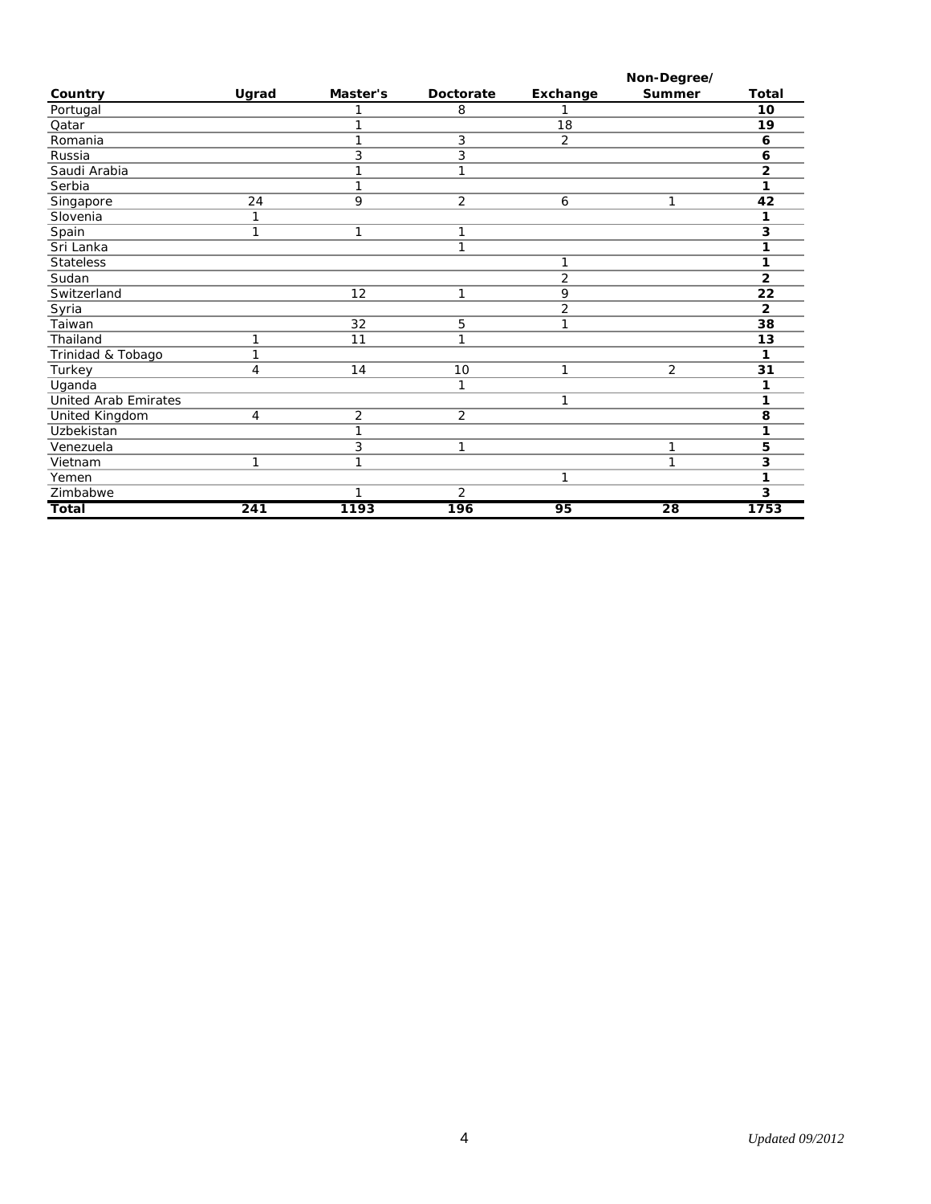| Country | Ugrad | Master's | Doctorate | Exchange | Non-Degree/ Summer | Total |
|---|---|---|---|---|---|---|
| Portugal | | 1 | 8 | 1 | | **10** |
| Qatar | | 1 | | 18 | | **19** |
| Romania | | 1 | 3 | 2 | | **6** |
| Russia | | 3 | 3 | | | **6** |
| Saudi Arabia | | 1 | 1 | | | **2** |
| Serbia | | 1 | | | | **1** |
| Singapore | 24 | 9 | 2 | 6 | 1 | **42** |
| Slovenia | 1 | | | | | **1** |
| Spain | 1 | 1 | 1 | | | **3** |
| Sri Lanka | | | 1 | | | **1** |
| Stateless | | | | 1 | | **1** |
| Sudan | | | | 2 | | **2** |
| Switzerland | | 12 | 1 | 9 | | **22** |
| Syria | | | | 2 | | **2** |
| Taiwan | | 32 | 5 | 1 | | **38** |
| Thailand | 1 | 11 | 1 | | | **13** |
| Trinidad & Tobago | 1 | | | | | **1** |
| Turkey | 4 | 14 | 10 | 1 | 2 | **31** |
| Uganda | | | 1 | | | **1** |
| United Arab Emirates | | | | 1 | | **1** |
| United Kingdom | 4 | 2 | 2 | | | **8** |
| Uzbekistan | | 1 | | | | **1** |
| Venezuela | | 3 | 1 | | 1 | **5** |
| Vietnam | 1 | 1 | | | 1 | **3** |
| Yemen | | | | 1 | | **1** |
| Zimbabwe | | 1 | 2 | | | **3** |
| **Total** | **241** | **1193** | **196** | **95** | **28** | **1753** |

*Updated 09/2012*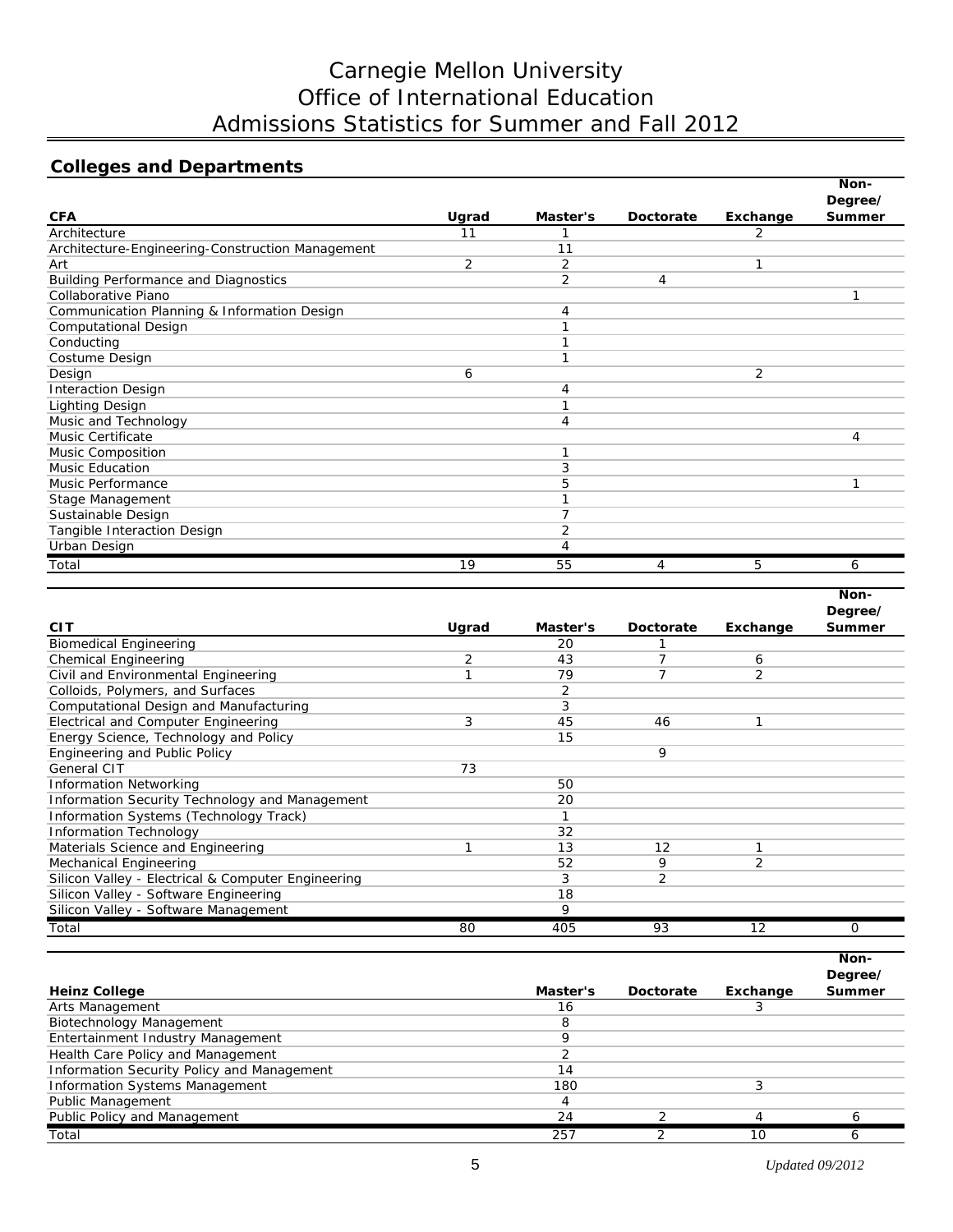# Carnegie Mellon University
# Office of International Education
# Admissions Statistics for Summer and Fall 2012

## Colleges and Departments

| CFA | Ugrad | Master's | Doctorate | Exchange | Non-Degree/ Summer |
|---|---|---|---|---|---|
| Architecture | 11 | 1 | | 2 | |
| Architecture-Engineering-Construction Management | | 11 | | | |
| Art | 2 | 2 | | 1 | |
| Building Performance and Diagnostics | | 2 | 4 | | |
| Collaborative Piano | | | | | 1 |
| Communication Planning & Information Design | | 4 | | | |
| Computational Design | | 1 | | | |
| Conducting | | 1 | | | |
| Costume Design | | 1 | | | |
| Design | 6 | | | 2 | |
| Interaction Design | | 4 | | | |
| Lighting Design | | 1 | | | |
| Music and Technology | | 4 | | | |
| Music Certificate | | | | | 4 |
| Music Composition | | 1 | | | |
| Music Education | | 3 | | | |
| Music Performance | | 5 | | | 1 |
| Stage Management | | 1 | | | |
| Sustainable Design | | 7 | | | |
| Tangible Interaction Design | | 2 | | | |
| Urban Design | | 4 | | | |
| Total | 19 | 55 | 4 | 5 | 6 |

| CIT | Ugrad | Master's | Doctorate | Exchange | Non-Degree/ Summer |
|---|---|---|---|---|---|
| Biomedical Engineering | | 20 | 1 | | |
| Chemical Engineering | 2 | 43 | 7 | 6 | |
| Civil and Environmental Engineering | 1 | 79 | 7 | 2 | |
| Colloids, Polymers, and Surfaces | | 2 | | | |
| Computational Design and Manufacturing | | 3 | | | |
| Electrical and Computer Engineering | 3 | 45 | 46 | 1 | |
| Energy Science, Technology and Policy | | 15 | | | |
| Engineering and Public Policy | | | 9 | | |
| General CIT | 73 | | | | |
| Information Networking | | 50 | | | |
| Information Security Technology and Management | | 20 | | | |
| Information Systems (Technology Track) | | 1 | | | |
| Information Technology | | 32 | | | |
| Materials Science and Engineering | 1 | 13 | 12 | 1 | |
| Mechanical Engineering | | 52 | 9 | 2 | |
| Silicon Valley - Electrical & Computer Engineering | | 3 | 2 | | |
| Silicon Valley - Software Engineering | | 18 | | | |
| Silicon Valley - Software Management | | 9 | | | |
| Total | 80 | 405 | 93 | 12 | 0 |

| Heinz College | Master's | Doctorate | Exchange | Non-Degree/ Summer |
|---|---|---|---|---|
| Arts Management | 16 | | 3 | |
| Biotechnology Management | 8 | | | |
| Entertainment Industry Management | 9 | | | |
| Health Care Policy and Management | 2 | | | |
| Information Security Policy and Management | 14 | | | |
| Information Systems Management | 180 | | 3 | |
| Public Management | 4 | | | |
| Public Policy and Management | 24 | 2 | 4 | 6 |
| Total | 257 | 2 | 10 | 6 |

*Updated 09/2012*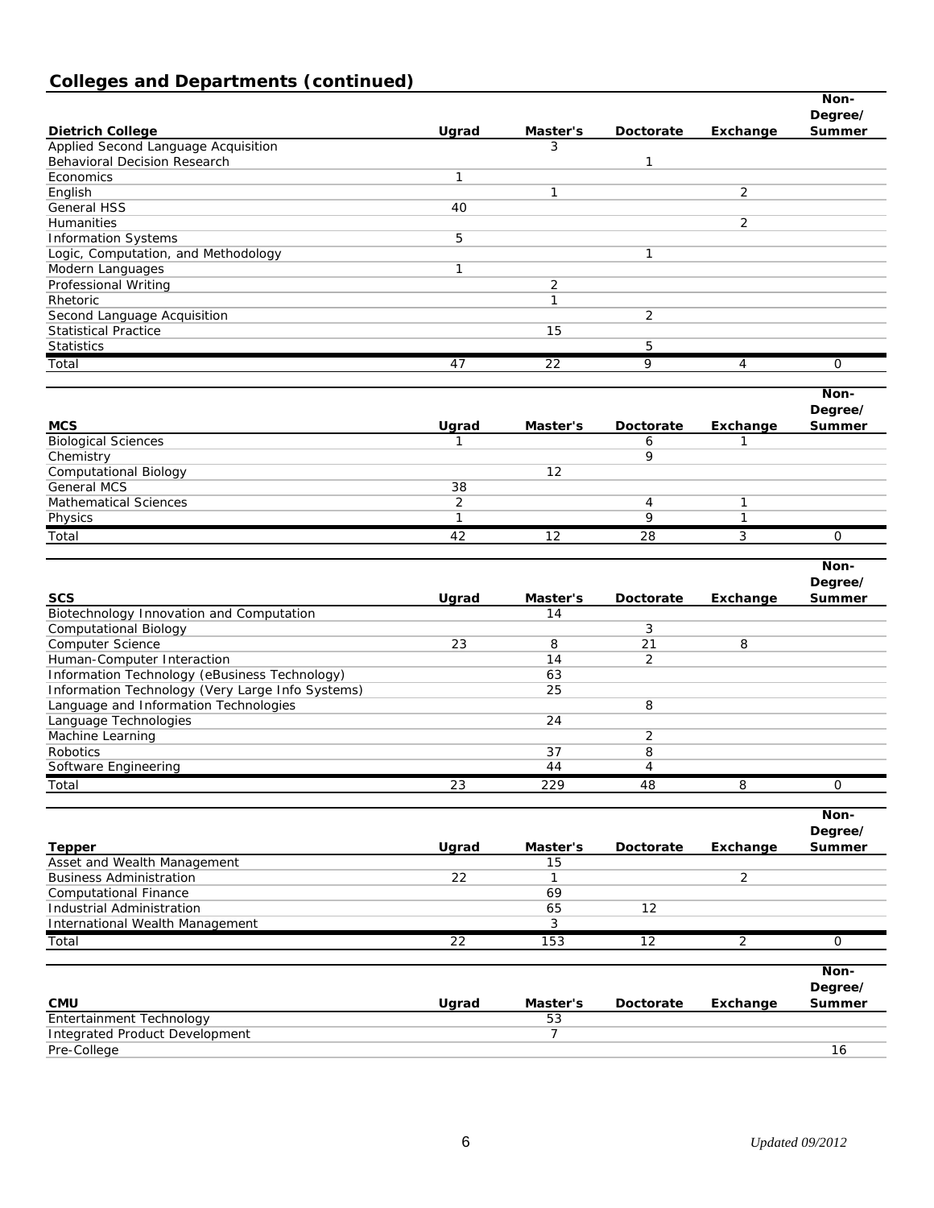## Colleges and Departments (continued)

| Dietrich College | Ugrad | Master's | Doctorate | Exchange | Non-Degree/ Summer |
|---|---|---|---|---|---|
| Applied Second Language Acquisition | | 3 | | | |
| Behavioral Decision Research | | | 1 | | |
| Economics | 1 | | | | |
| English | | 1 | | 2 | |
| General HSS | 40 | | | | |
| Humanities | | | | 2 | |
| Information Systems | 5 | | | | |
| Logic, Computation, and Methodology | | | 1 | | |
| Modern Languages | 1 | | | | |
| Professional Writing | | 2 | | | |
| Rhetoric | | 1 | | | |
| Second Language Acquisition | | | 2 | | |
| Statistical Practice | | 15 | | | |
| Statistics | | | 5 | | |
| Total | 47 | 22 | 9 | 4 | 0 |

| MCS | Ugrad | Master's | Doctorate | Exchange | Non-Degree/ Summer |
|---|---|---|---|---|---|
| Biological Sciences | 1 | | 6 | 1 | |
| Chemistry | | | 9 | | |
| Computational Biology | | 12 | | | |
| General MCS | 38 | | | | |
| Mathematical Sciences | 2 | | 4 | 1 | |
| Physics | 1 | | 9 | 1 | |
| Total | 42 | 12 | 28 | 3 | 0 |

| SCS | Ugrad | Master's | Doctorate | Exchange | Non-Degree/ Summer |
|---|---|---|---|---|---|
| Biotechnology Innovation and Computation | | 14 | | | |
| Computational Biology | | | 3 | | |
| Computer Science | 23 | 8 | 21 | 8 | |
| Human-Computer Interaction | | 14 | 2 | | |
| Information Technology (eBusiness Technology) | | 63 | | | |
| Information Technology (Very Large Info Systems) | | 25 | | | |
| Language and Information Technologies | | | 8 | | |
| Language Technologies | | 24 | | | |
| Machine Learning | | | 2 | | |
| Robotics | | 37 | 8 | | |
| Software Engineering | | 44 | 4 | | |
| Total | 23 | 229 | 48 | 8 | 0 |

| Tepper | Ugrad | Master's | Doctorate | Exchange | Non-Degree/ Summer |
|---|---|---|---|---|---|
| Asset and Wealth Management | | 15 | | | |
| Business Administration | 22 | 1 | | 2 | |
| Computational Finance | | 69 | | | |
| Industrial Administration | | 65 | 12 | | |
| International Wealth Management | | 3 | | | |
| Total | 22 | 153 | 12 | 2 | 0 |

| CMU | Ugrad | Master's | Doctorate | Exchange | Non-Degree/ Summer |
|---|---|---|---|---|---|
| Entertainment Technology | | 53 | | | |
| Integrated Product Development | | 7 | | | |
| Pre-College | | | | | 16 |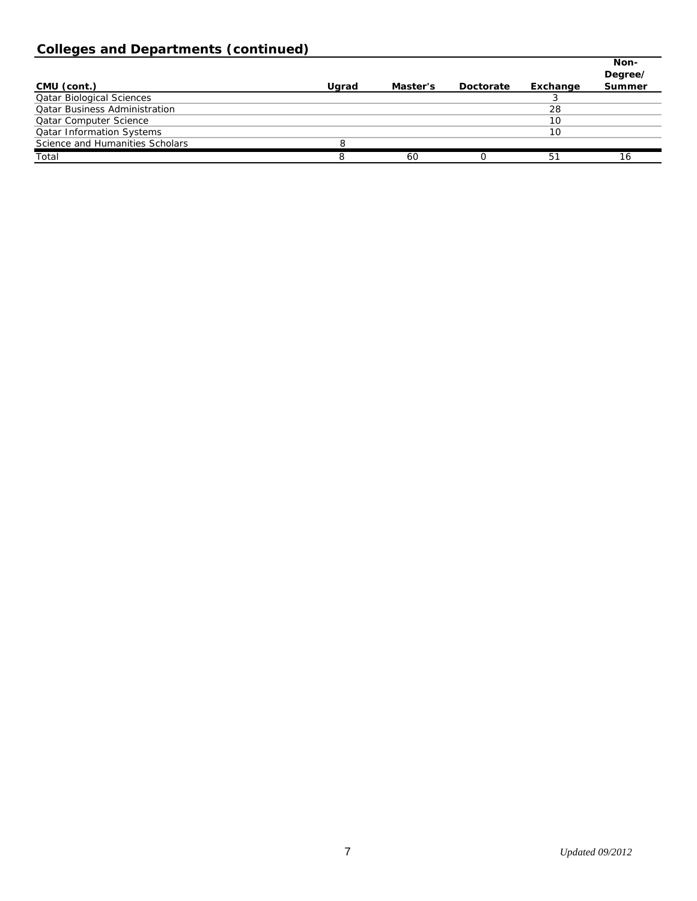## Colleges and Departments (continued)

| CMU (cont.) | Ugrad | Master's | Doctorate | Exchange | Non-Degree/ Summer |
|---|---|---|---|---|---|
| Qatar Biological Sciences | | | | 3 | |
| Qatar Business Administration | | | | 28 | |
| Qatar Computer Science | | | | 10 | |
| Qatar Information Systems | | | | 10 | |
| Science and Humanities Scholars | 8 | | | | |
| Total | 8 | 60 | 0 | 51 | 16 |

*Updated 09/2012*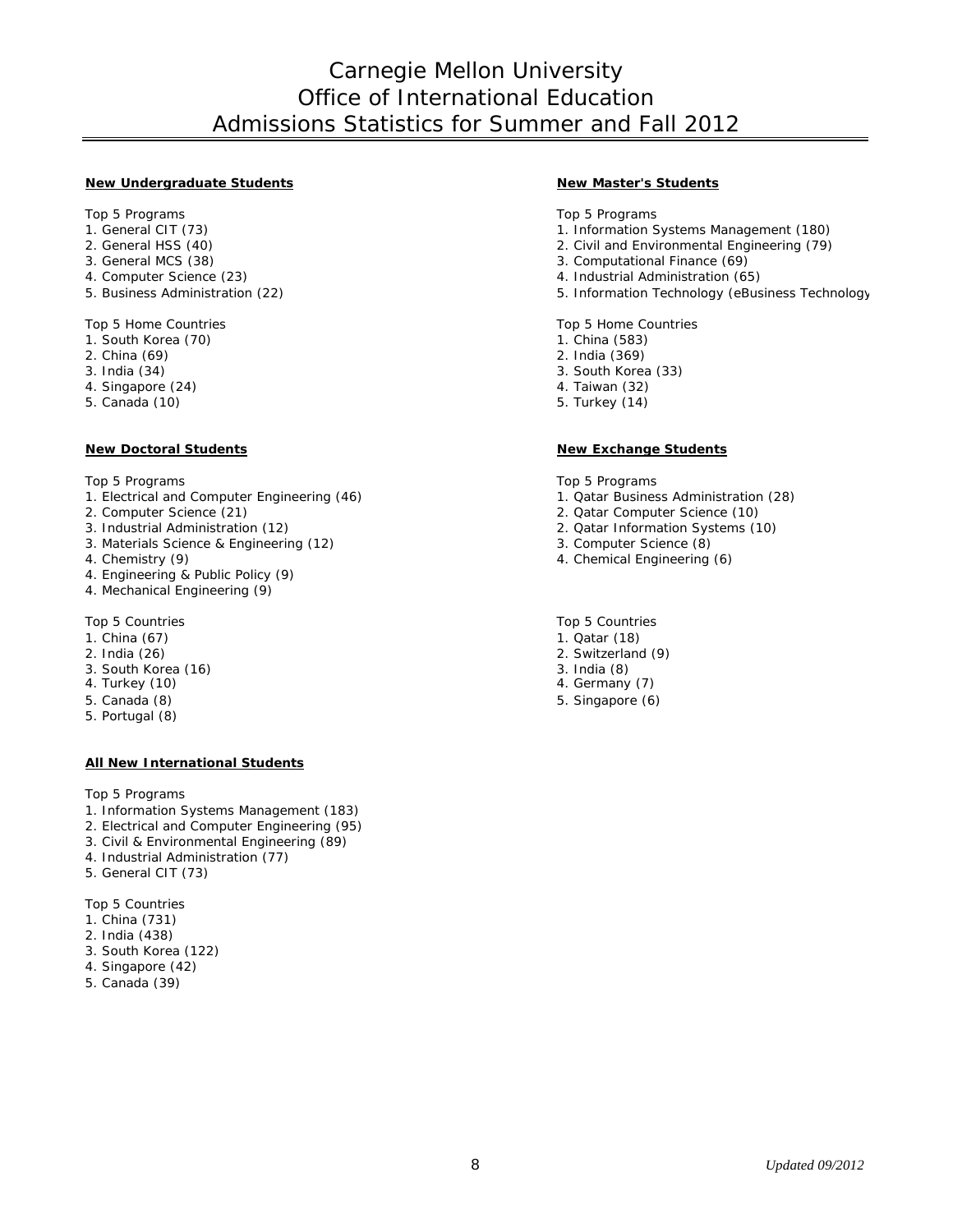# Carnegie Mellon University
# Office of International Education
# Admissions Statistics for Summer and Fall 2012

**New Undergraduate Students**

Top 5 Programs
1. General CIT (73)
2. General HSS (40)
3. General MCS (38)
4. Computer Science (23)
5. Business Administration (22)

Top 5 Home Countries
1. South Korea (70)
2. China (69)
3. India (34)
4. Singapore (24)
5. Canada (10)

**New Doctoral Students**

Top 5 Programs
1. Electrical and Computer Engineering (46)
2. Computer Science (21)
3. Industrial Administration (12)
3. Materials Science & Engineering (12)
4. Chemistry (9)
4. Engineering & Public Policy (9)
4. Mechanical Engineering (9)

Top 5 Countries
1. China (67)
2. India (26)
3. South Korea (16)
4. Turkey (10)
5. Canada (8)
5. Portugal (8)

**All New International Students**

Top 5 Programs
1. Information Systems Management (183)
2. Electrical and Computer Engineering (95)
3. Civil & Environmental Engineering (89)
4. Industrial Administration (77)
5. General CIT (73)

Top 5 Countries
1. China (731)
2. India (438)
3. South Korea (122)
4. Singapore (42)
5. Canada (39)

**New Master's Students**

Top 5 Programs
1. Information Systems Management (180)
2. Civil and Environmental Engineering (79)
3. Computational Finance (69)
4. Industrial Administration (65)
5. Information Technology (eBusiness Technology

Top 5 Home Countries
1. China (583)
2. India (369)
3. South Korea (33)
4. Taiwan (32)
5. Turkey (14)

**New Exchange Students**

Top 5 Programs
1. Qatar Business Administration (28)
2. Qatar Computer Science (10)
2. Qatar Information Systems (10)
3. Computer Science (8)
4. Chemical Engineering (6)

Top 5 Countries
1. Qatar (18)
2. Switzerland (9)
3. India (8)
4. Germany (7)
5. Singapore (6)

*Updated 09/2012*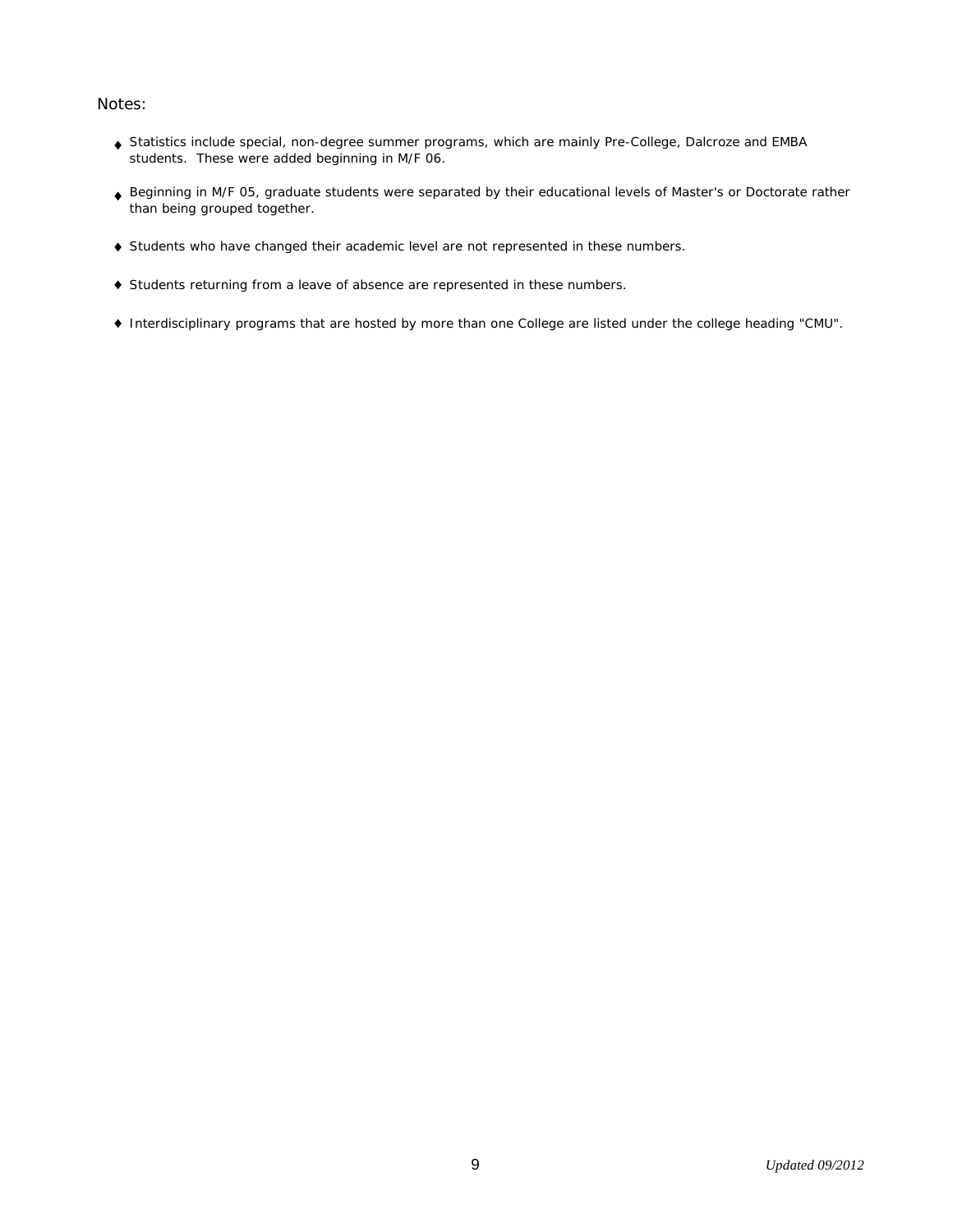Notes:

- Statistics include special, non-degree summer programs, which are mainly Pre-College, Dalcroze and EMBA students. These were added beginning in M/F 06.

- Beginning in M/F 05, graduate students were separated by their educational levels of Master's or Doctorate rather than being grouped together.

- Students who have changed their academic level are not represented in these numbers.

- Students returning from a leave of absence are represented in these numbers.

- Interdisciplinary programs that are hosted by more than one College are listed under the college heading "CMU".

*Updated 09/2012*